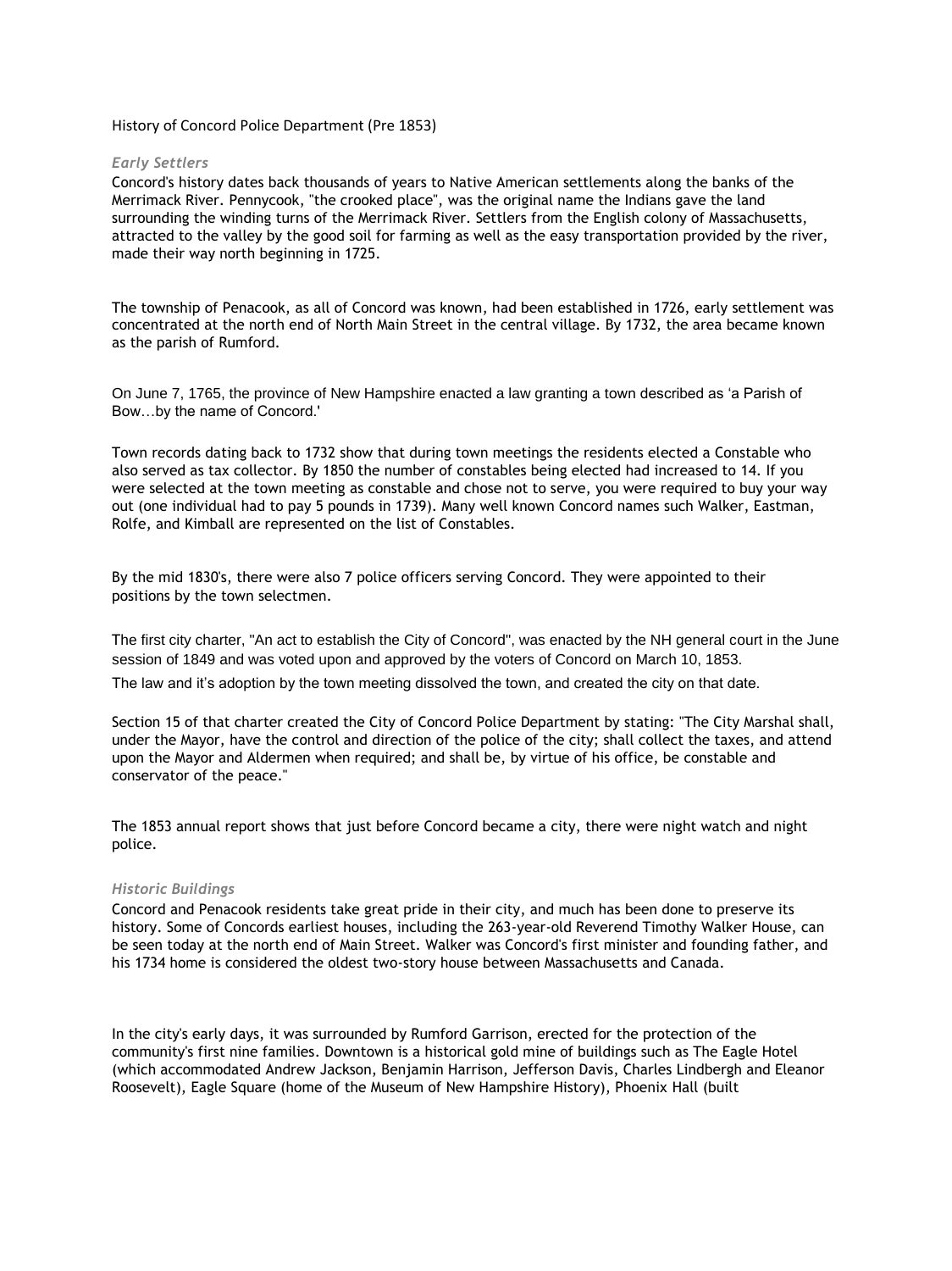# History of Concord Police Department (Pre 1853)

### *Early Settlers*

Concord's history dates back thousands of years to Native American settlements along the banks of the Merrimack River. Pennycook, "the crooked place", was the original name the Indians gave the land surrounding the winding turns of the Merrimack River. Settlers from the English colony of Massachusetts, attracted to the valley by the good soil for farming as well as the easy transportation provided by the river, made their way north beginning in 1725.

The township of Penacook, as all of Concord was known, had been established in 1726, early settlement was concentrated at the north end of North Main Street in the central village. By 1732, the area became known as the parish of Rumford.

On June 7, 1765, the province of New Hampshire enacted a law granting a town described as 'a Parish of Bow…by the name of Concord.'

Town records dating back to 1732 show that during town meetings the residents elected a Constable who also served as tax collector. By 1850 the number of constables being elected had increased to 14. If you were selected at the town meeting as constable and chose not to serve, you were required to buy your way out (one individual had to pay 5 pounds in 1739). Many well known Concord names such Walker, Eastman, Rolfe, and Kimball are represented on the list of Constables.

By the mid 1830's, there were also 7 police officers serving Concord. They were appointed to their positions by the town selectmen.

The first city charter, "An act to establish the City of Concord", was enacted by the NH general court in the June session of 1849 and was voted upon and approved by the voters of Concord on March 10, 1853.

The law and it's adoption by the town meeting dissolved the town, and created the city on that date.

Section 15 of that charter created the City of Concord Police Department by stating: "The City Marshal shall, under the Mayor, have the control and direction of the police of the city; shall collect the taxes, and attend upon the Mayor and Aldermen when required; and shall be, by virtue of his office, be constable and conservator of the peace."

The 1853 annual report shows that just before Concord became a city, there were night watch and night police.

### *Historic Buildings*

Concord and Penacook residents take great pride in their city, and much has been done to preserve its history. Some of Concords earliest houses, including the 263-year-old Reverend Timothy Walker House, can be seen today at the north end of Main Street. Walker was Concord's first minister and founding father, and his 1734 home is considered the oldest two-story house between Massachusetts and Canada.

In the city's early days, it was surrounded by Rumford Garrison, erected for the protection of the community's first nine families. Downtown is a historical gold mine of buildings such as The Eagle Hotel (which accommodated Andrew Jackson, Benjamin Harrison, Jefferson Davis, Charles Lindbergh and Eleanor Roosevelt), Eagle Square (home of the Museum of New Hampshire History), Phoenix Hall (built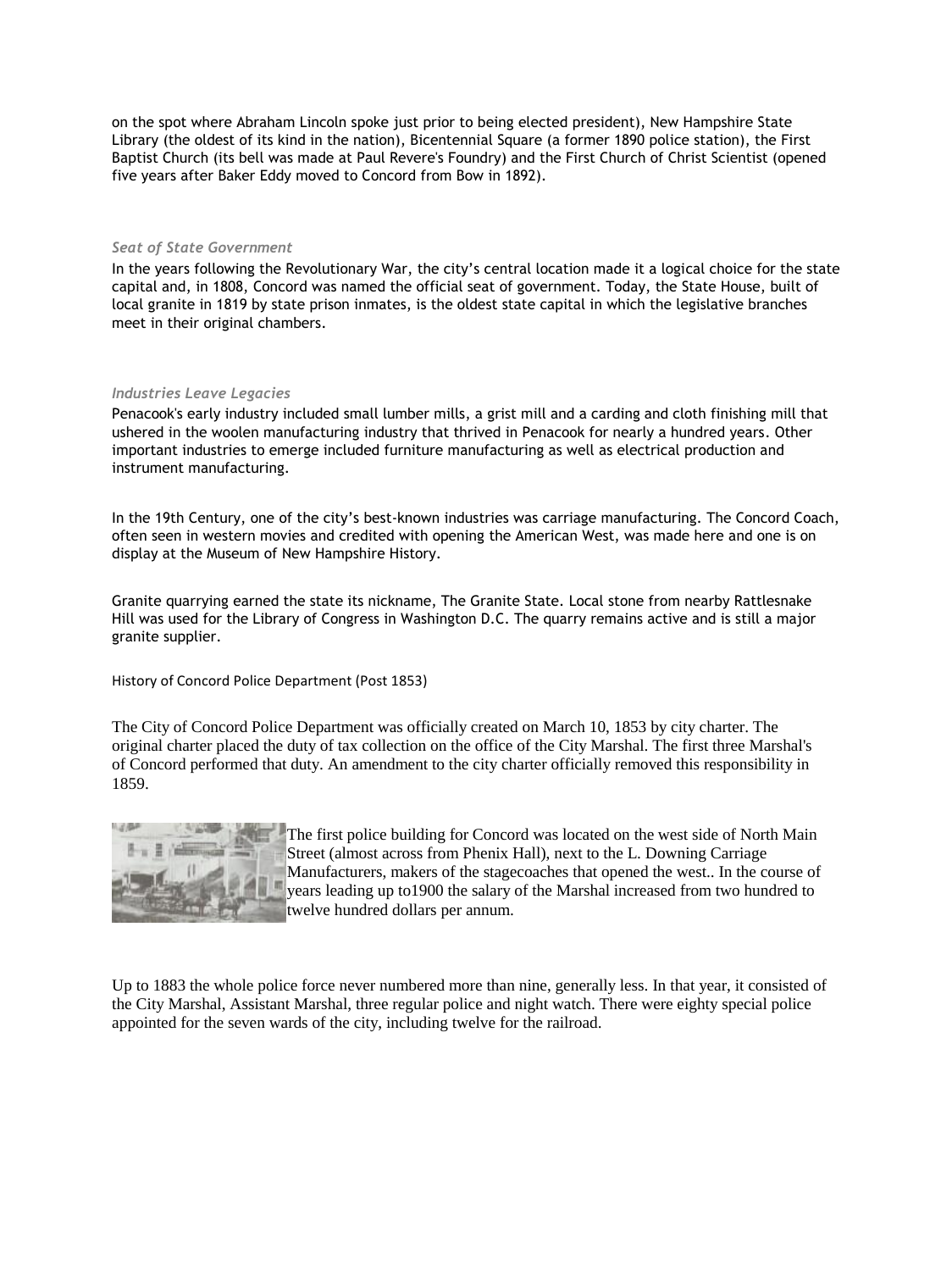on the spot where Abraham Lincoln spoke just prior to being elected president), New Hampshire State Library (the oldest of its kind in the nation), Bicentennial Square (a former 1890 police station), the First Baptist Church (its bell was made at Paul Revere's Foundry) and the First Church of Christ Scientist (opened five years after Baker Eddy moved to Concord from Bow in 1892).

### *Seat of State Government*

In the years following the Revolutionary War, the city's central location made it a logical choice for the state capital and, in 1808, Concord was named the official seat of government. Today, the State House, built of local granite in 1819 by state prison inmates, is the oldest state capital in which the legislative branches meet in their original chambers.

### *Industries Leave Legacies*

Penacook's early industry included small lumber mills, a grist mill and a carding and cloth finishing mill that ushered in the woolen manufacturing industry that thrived in Penacook for nearly a hundred years. Other important industries to emerge included furniture manufacturing as well as electrical production and instrument manufacturing.

In the 19th Century, one of the city's best-known industries was carriage manufacturing. The Concord Coach, often seen in western movies and credited with opening the American West, was made here and one is on display at the Museum of New Hampshire History.

Granite quarrying earned the state its nickname, The Granite State. Local stone from nearby Rattlesnake Hill was used for the Library of Congress in Washington D.C. The quarry remains active and is still a major granite supplier.

History of Concord Police Department (Post 1853)

The City of Concord Police Department was officially created on March 10, 1853 by city charter. The original charter placed the duty of tax collection on the office of the City Marshal. The first three Marshal's of Concord performed that duty. An amendment to the city charter officially removed this responsibility in 1859.

The first police building for Concord was located on the west side of North Main Street (almost across from Phenix Hall), next to the L. Downing Carriage Manufacturers, makers of the stagecoaches that opened the west.. In the course of years leading up to1900 the salary of the Marshal increased from two hundred to twelve hundred dollars per annum.

Up to 1883 the whole police force never numbered more than nine, generally less. In that year, it consisted of the City Marshal, Assistant Marshal, three regular police and night watch. There were eighty special police appointed for the seven wards of the city, including twelve for the railroad.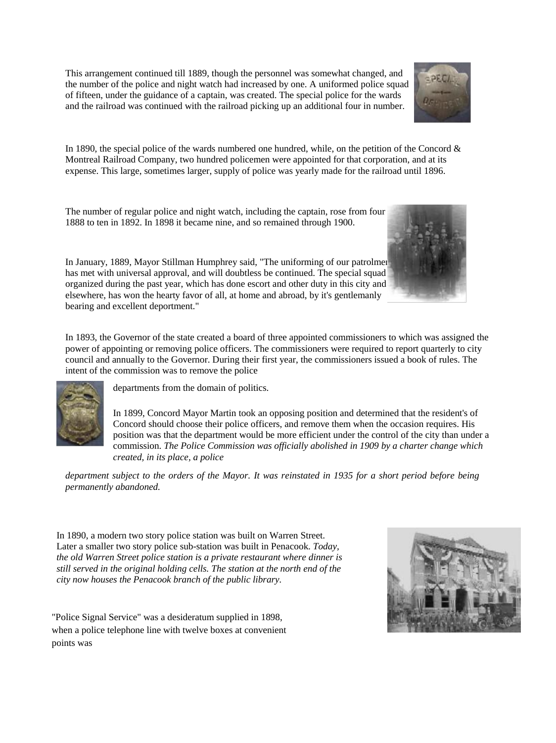This arrangement continued till 1889, though the personnel was somewhat changed, and the number of the police and night watch had increased by one. A uniformed police squad of fifteen, under the guidance of a captain, was created. The special police for the wards and the railroad was continued with the railroad picking up an additional four in number.

In 1890, the special police of the wards numbered one hundred, while, on the petition of the Concord & Montreal Railroad Company, two hundred policemen were appointed for that corporation, and at its expense. This large, sometimes larger, supply of police was yearly made for the railroad until 1896.

The number of regular police and night watch, including the captain, rose from four 1888 to ten in 1892. In 1898 it became nine, and so remained through 1900.

In January, 1889, Mayor Stillman Humphrey said, "The uniforming of our patrolmen has met with universal approval, and will doubtless be continued. The special squad organized during the past year, which has done escort and other duty in this city and elsewhere, has won the hearty favor of all, at home and abroad, by it's gentlemanly bearing and excellent deportment."

In 1893, the Governor of the state created a board of three appointed commissioners to which was assigned the power of appointing or removing police officers. The commissioners were required to report quarterly to city council and annually to the Governor. During their first year, the commissioners issued a book of rules. The intent of the commission was to remove the police departments from the domain of politics.

In 1899, Concord Mayor Martin took an opposing position and determined that the resident's of Concord should choose their police officers, and remove them when the occasion requires. His position was that the department would be more efficient under the control of the city than under a commission. *The Police Commission was officially abolished in 1909 by a charter change which created, in its place, a police department subject to the orders of the Mayor. It was reinstated in 1935 for a short period before being permanently abandoned.*

In 1890, a modern two story police station was built on Warren Street. Later a smaller two story police sub-station was built in Penacook. *Today, the old Warren Street police station is a private restaurant where dinner is still served in the original holding cells. The station at the north end of the city now houses the Penacook branch of the public library.*

"Police Signal Service" was a desideratum supplied in 1898, when a police telephone line with twelve boxes at convenient points was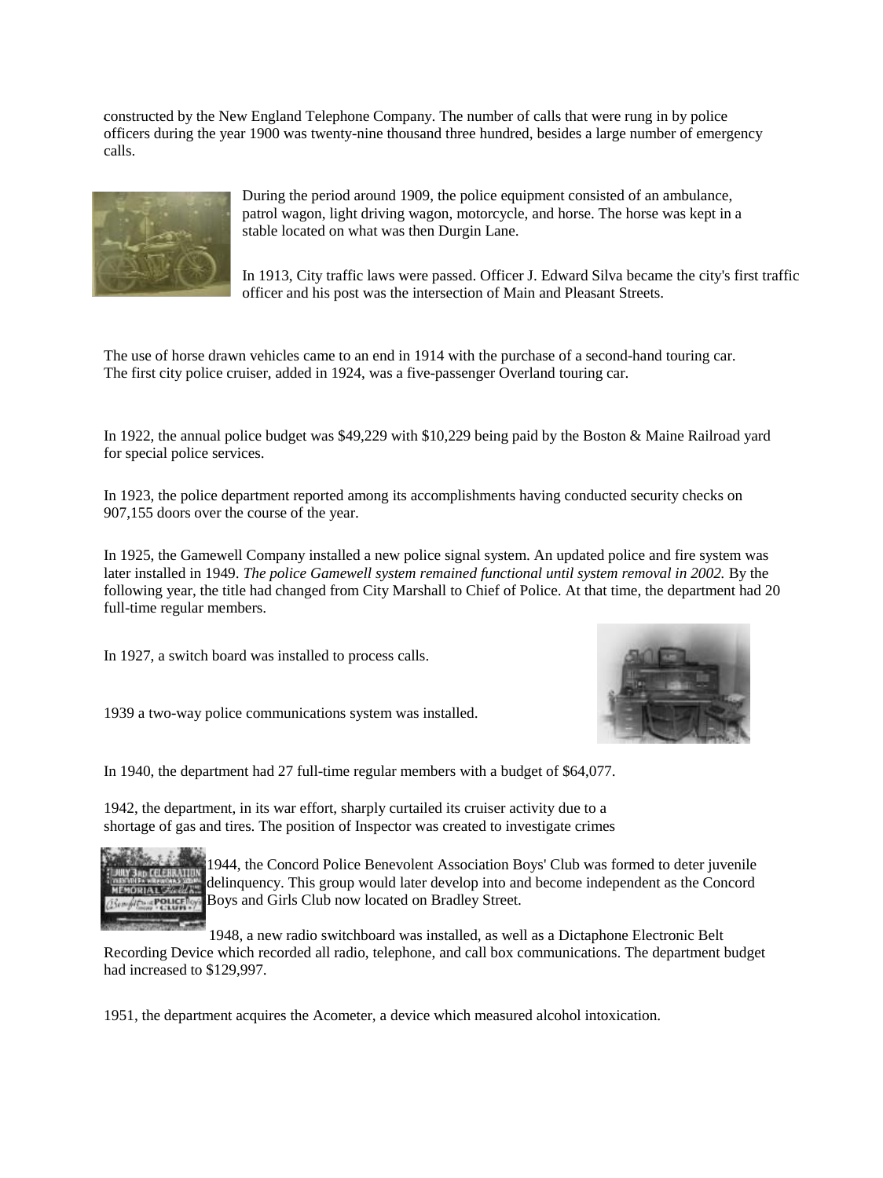constructed by the New England Telephone Company. The number of calls that were rung in by police officers during the year 1900 was twenty-nine thousand three hundred, besides a large number of emergency calls.

During the period around 1909, the police equipment consisted of an ambulance, patrol wagon, light driving wagon, motorcycle, and horse. The horse was kept in a stable located on what was then Durgin Lane.

In 1913, City traffic laws were passed. Officer J. Edward Silva became the city's first traffic officer and his post was the intersection of Main and Pleasant Streets.

The use of horse drawn vehicles came to an end in 1914 with the purchase of a second-hand touring car. The first city police cruiser, added in 1924, was a five-passenger Overland touring car.

In 1922, the annual police budget was $49,229 with $10,229 being paid by the Boston & Maine Railroad yard for special police services.

In 1923, the police department reported among its accomplishments having conducted security checks on 907,155 doors over the course of the year.

In 1925, the Gamewell Company installed a new police signal system. An updated police and fire system was later installed in 1949. *The police Gamewell system remained functional until system removal in 2002.* By the following year, the title had changed from City Marshall to Chief of Police. At that time, the department had 20 full-time regular members.

In 1927, a switch board was installed to process calls.

1939 a two-way police communications system was installed.

In 1940, the department had 27 full-time regular members with a budget of $64,077.

1942, the department, in its war effort, sharply curtailed its cruiser activity due to a shortage of gas and tires. The position of Inspector was created to investigate crimes

1944, the Concord Police Benevolent Association Boys' Club was formed to deter juvenile delinquency. This group would later develop into and become independent as the Concord Boys and Girls Club now located on Bradley Street.

1948, a new radio switchboard was installed, as well as a Dictaphone Electronic Belt Recording Device which recorded all radio, telephone, and call box communications. The department budget had increased to $129,997.

1951, the department acquires the Acometer, a device which measured alcohol intoxication.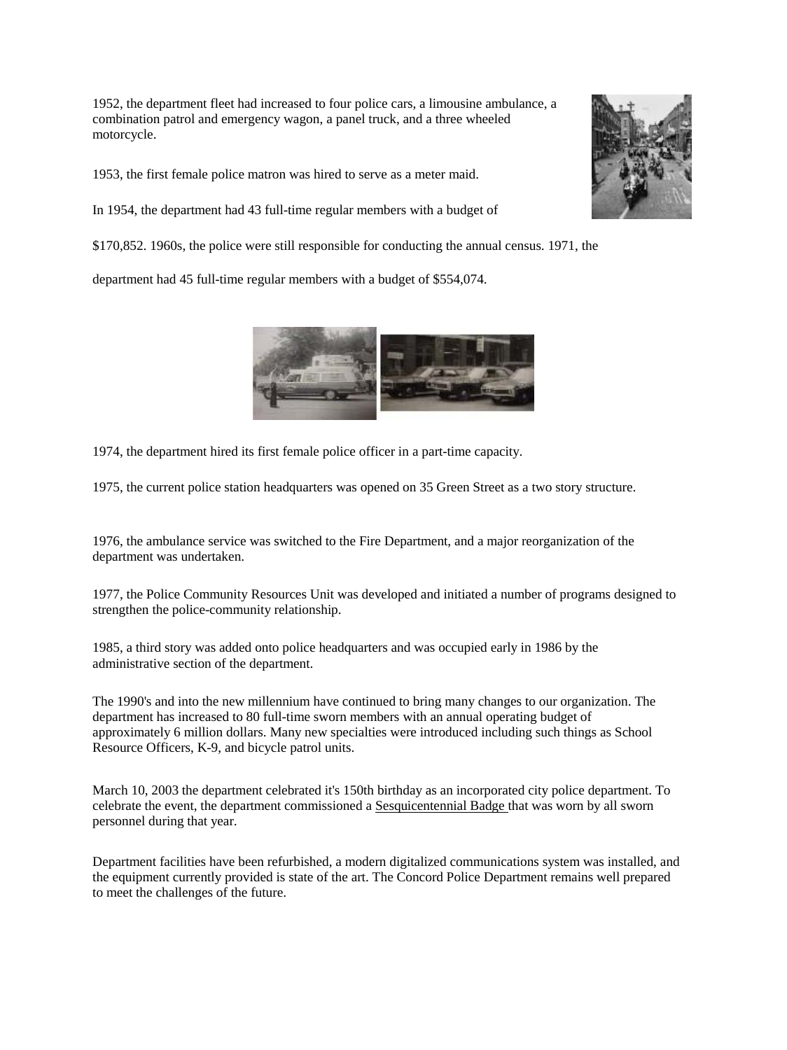1952, the department fleet had increased to four police cars, a limousine ambulance, a combination patrol and emergency wagon, a panel truck, and a three wheeled motorcycle.

1953, the first female police matron was hired to serve as a meter maid.

In 1954, the department had 43 full-time regular members with a budget of $170,852. 1960s, the police were still responsible for conducting the annual census. 1971, the department had 45 full-time regular members with a budget of $554,074.

1974, the department hired its first female police officer in a part-time capacity.

1975, the current police station headquarters was opened on 35 Green Street as a two story structure.

1976, the ambulance service was switched to the Fire Department, and a major reorganization of the department was undertaken.

1977, the Police Community Resources Unit was developed and initiated a number of programs designed to strengthen the police-community relationship.

1985, a third story was added onto police headquarters and was occupied early in 1986 by the administrative section of the department.

The 1990's and into the new millennium have continued to bring many changes to our organization. The department has increased to 80 full-time sworn members with an annual operating budget of approximately 6 million dollars. Many new specialties were introduced including such things as School Resource Officers, K-9, and bicycle patrol units.

March 10, 2003 the department celebrated it's 150th birthday as an incorporated city police department. To celebrate the event, the department commissioned a Sesquicentennial Badge that was worn by all sworn personnel during that year.

Department facilities have been refurbished, a modern digitalized communications system was installed, and the equipment currently provided is state of the art. The Concord Police Department remains well prepared to meet the challenges of the future.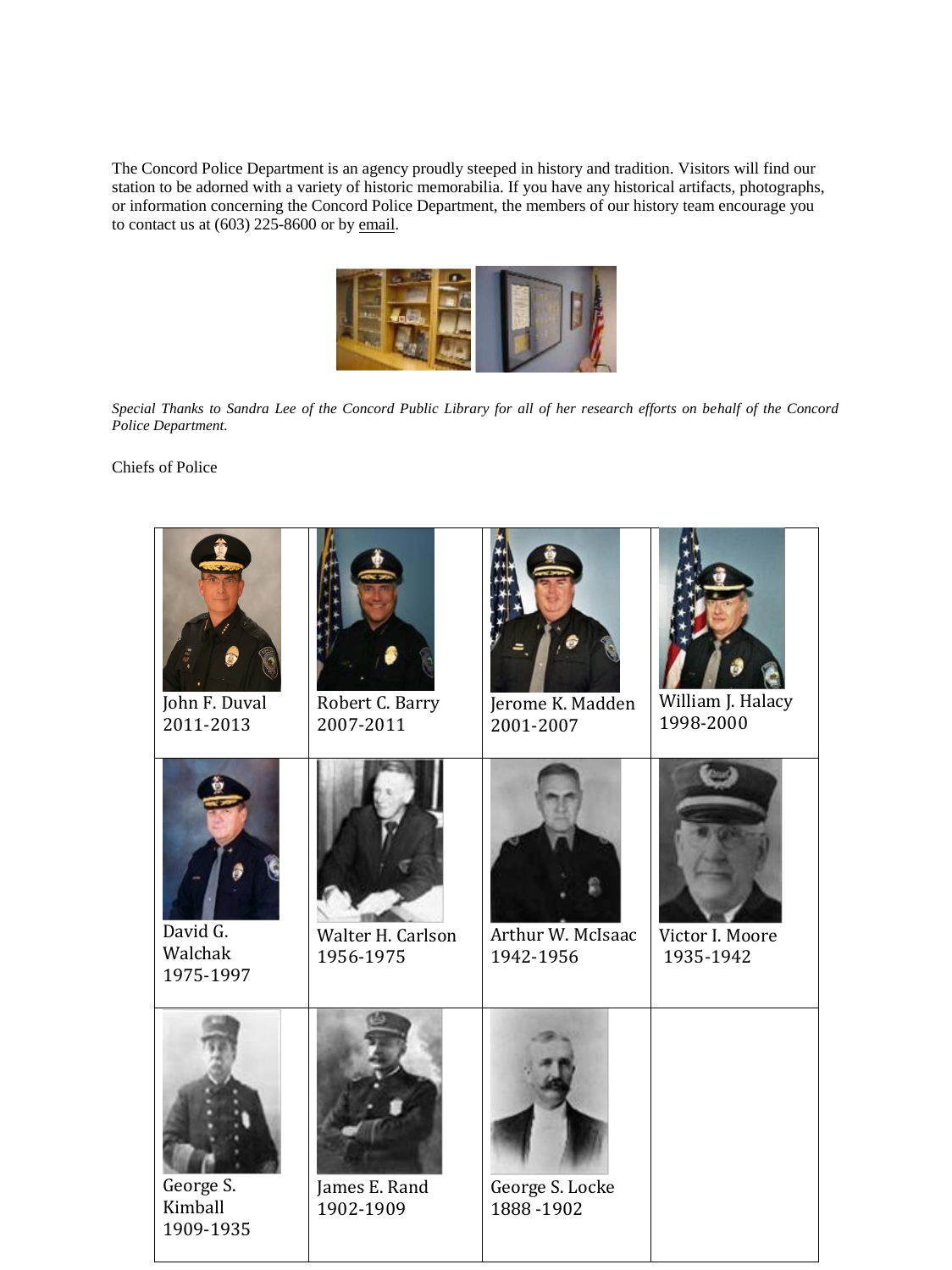The Concord Police Department is an agency proudly steeped in history and tradition. Visitors will find our station to be adorned with a variety of historic memorabilia. If you have any historical artifacts, photographs, or information concerning the Concord Police Department, the members of our history team encourage you to contact us at (603) 225-8600 or by email.

*Special Thanks to Sandra Lee of the Concord Public Library for all of her research efforts on behalf of the Concord Police Department.*

Chiefs of Police

| | | | |
|---|---|---|---|
| John F. Duval 2011-2013 | Robert C. Barry 2007-2011 | Jerome K. Madden 2001-2007 | William J. Halacy 1998-2000 |
| David G. Walchak 1975-1997 | Walter H. Carlson 1956-1975 | Arthur W. McIsaac 1942-1956 | Victor I. Moore 1935-1942 |
| George S. Kimball 1909-1935 | James E. Rand 1902-1909 | George S. Locke 1888 -1902 | |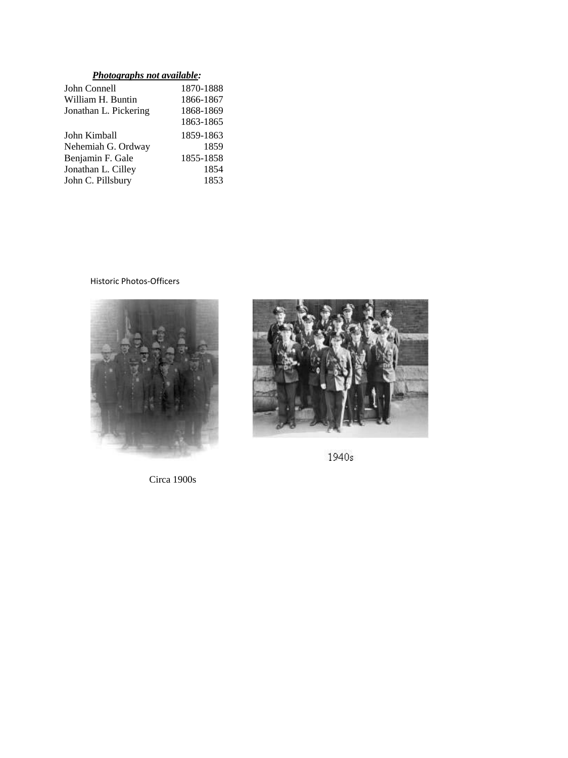***Photographs not available:***

| | |
|---|---|
| John Connell | 1870-1888 |
| William H. Buntin | 1866-1867 |
| Jonathan L. Pickering | 1868-1869 |
| | 1863-1865 |
| John Kimball | 1859-1863 |
| Nehemiah G. Ordway | 1859 |
| Benjamin F. Gale | 1855-1858 |
| Jonathan L. Cilley | 1854 |
| John C. Pillsbury | 1853 |

Historic Photos-Officers

1940s

Circa 1900s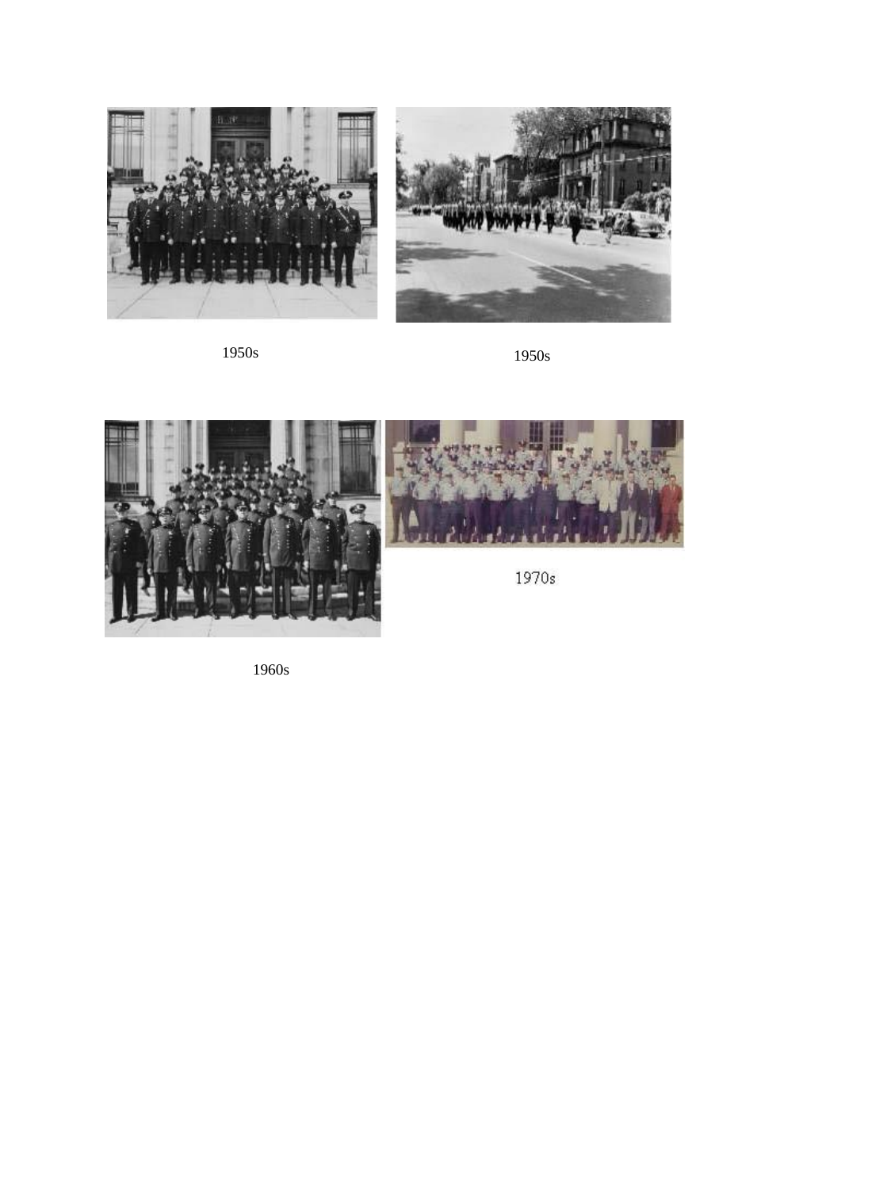1950s

1950s

1970s

1960s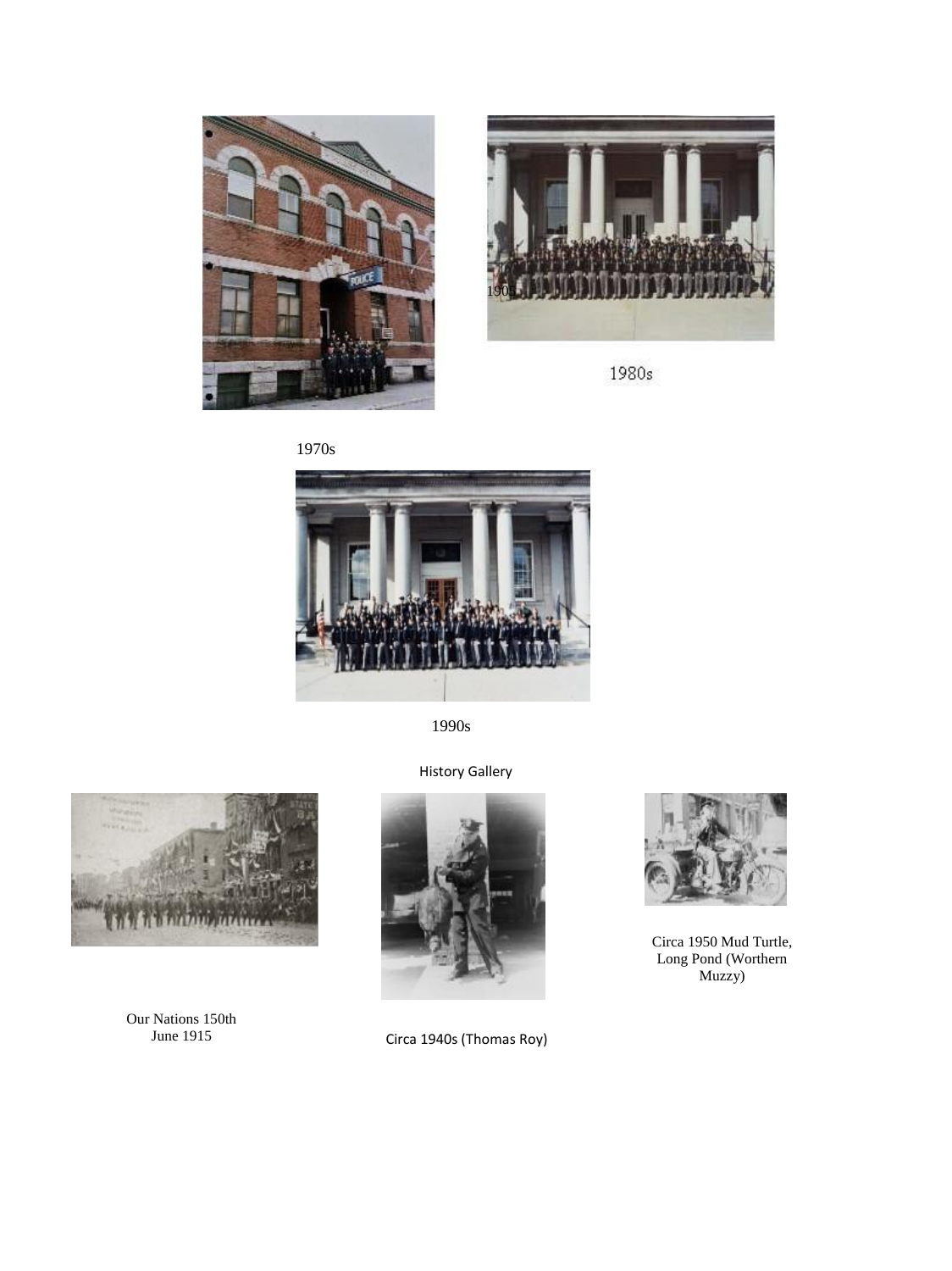1905

1980s

1970s

1990s

History Gallery

Our Nations 150th
June 1915

Circa 1940s (Thomas Roy)

Circa 1950 Mud Turtle, Long Pond (Worthern Muzzy)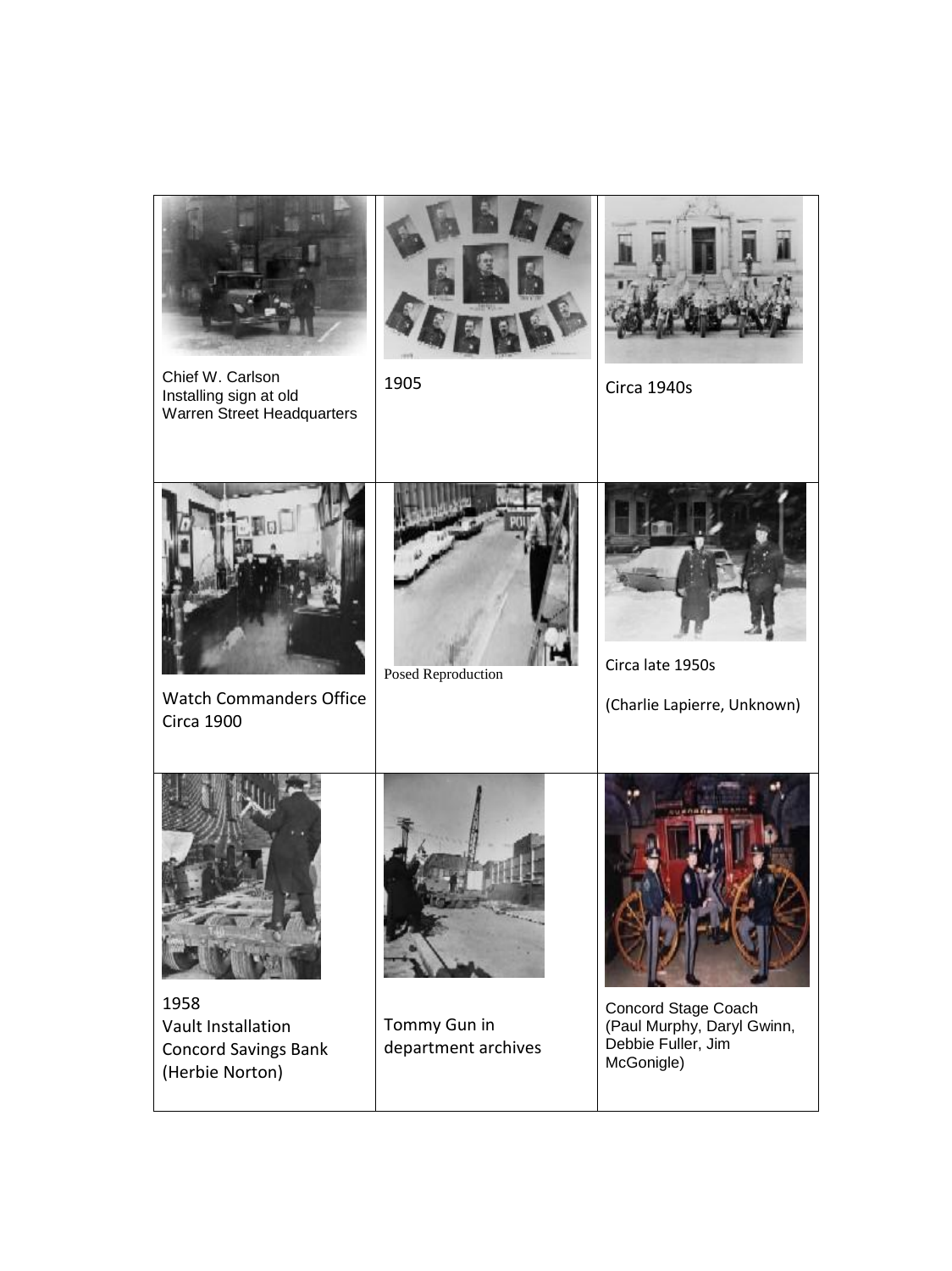| | | |
|---|---|---|
| Chief W. Carlson<br>Installing sign at old<br>Warren Street Headquarters | 1905 | Circa 1940s |
| Watch Commanders Office<br>Circa 1900 | Posed Reproduction | Circa late 1950s<br><br>(Charlie Lapierre, Unknown) |
| 1958<br>Vault Installation<br>Concord Savings Bank<br>(Herbie Norton) | Tommy Gun in<br>department archives | Concord Stage Coach<br>(Paul Murphy, Daryl Gwinn,<br>Debbie Fuller, Jim<br>McGonigle) |